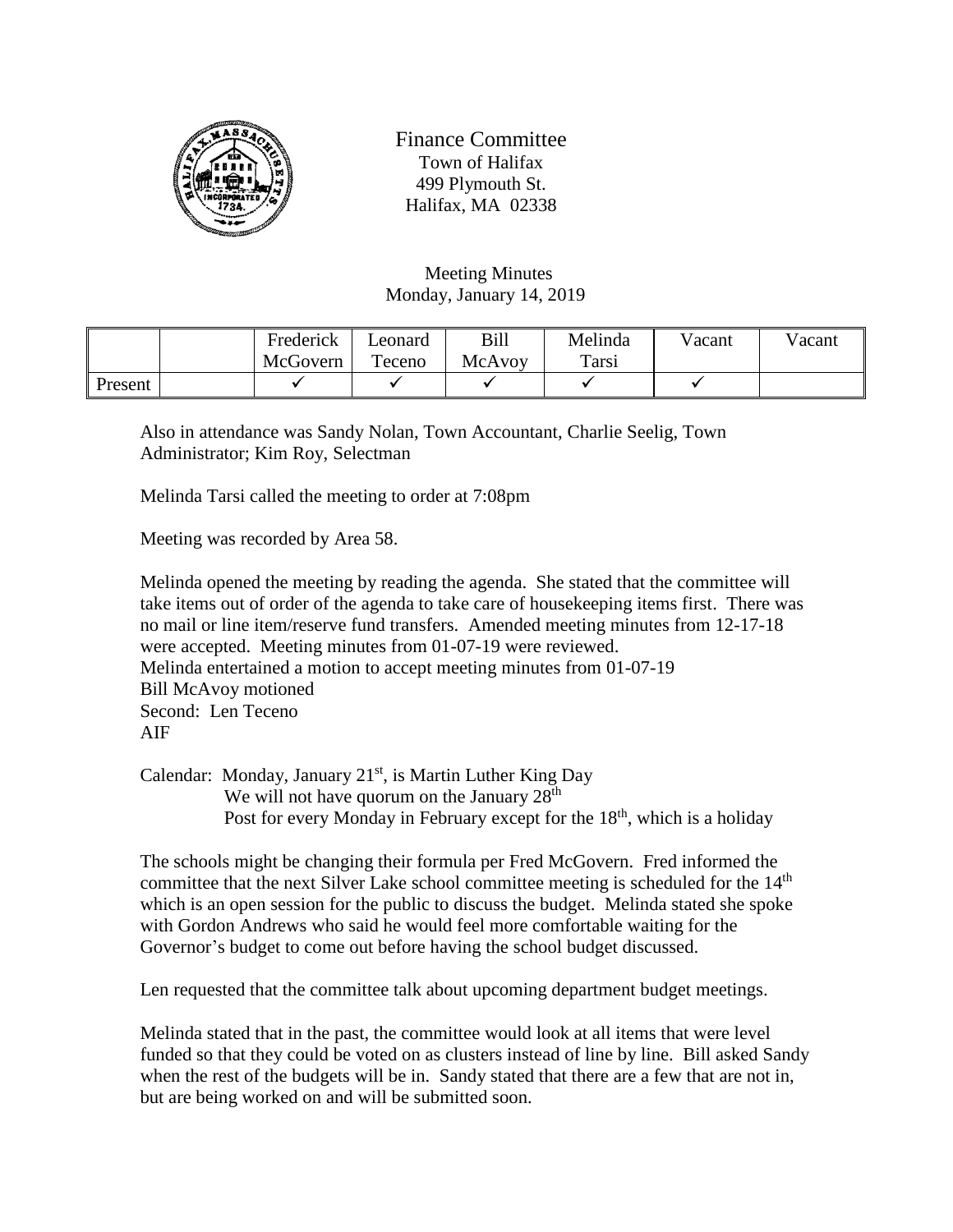Finance Committee
Town of Halifax
499 Plymouth St.
Halifax, MA 02338

Meeting Minutes
Monday, January 14, 2019

| | | Frederick McGovern | Leonard Teceno | Bill McAvoy | Melinda Tarsi | Vacant | Vacant |
|---|---|---|---|---|---|---|---|
| Present | | ✓ | ✓ | ✓ | ✓ | ✓ | |

Also in attendance was Sandy Nolan, Town Accountant, Charlie Seelig, Town Administrator; Kim Roy, Selectman

Melinda Tarsi called the meeting to order at 7:08pm

Meeting was recorded by Area 58.

Melinda opened the meeting by reading the agenda. She stated that the committee will take items out of order of the agenda to take care of housekeeping items first. There was no mail or line item/reserve fund transfers. Amended meeting minutes from 12-17-18 were accepted. Meeting minutes from 01-07-19 were reviewed.
Melinda entertained a motion to accept meeting minutes from 01-07-19
Bill McAvoy motioned
Second: Len Teceno
AIF

Calendar: Monday, January 21st, is Martin Luther King Day
We will not have quorum on the January 28th
Post for every Monday in February except for the 18th, which is a holiday

The schools might be changing their formula per Fred McGovern. Fred informed the committee that the next Silver Lake school committee meeting is scheduled for the 14th which is an open session for the public to discuss the budget. Melinda stated she spoke with Gordon Andrews who said he would feel more comfortable waiting for the Governor's budget to come out before having the school budget discussed.

Len requested that the committee talk about upcoming department budget meetings.

Melinda stated that in the past, the committee would look at all items that were level funded so that they could be voted on as clusters instead of line by line. Bill asked Sandy when the rest of the budgets will be in. Sandy stated that there are a few that are not in, but are being worked on and will be submitted soon.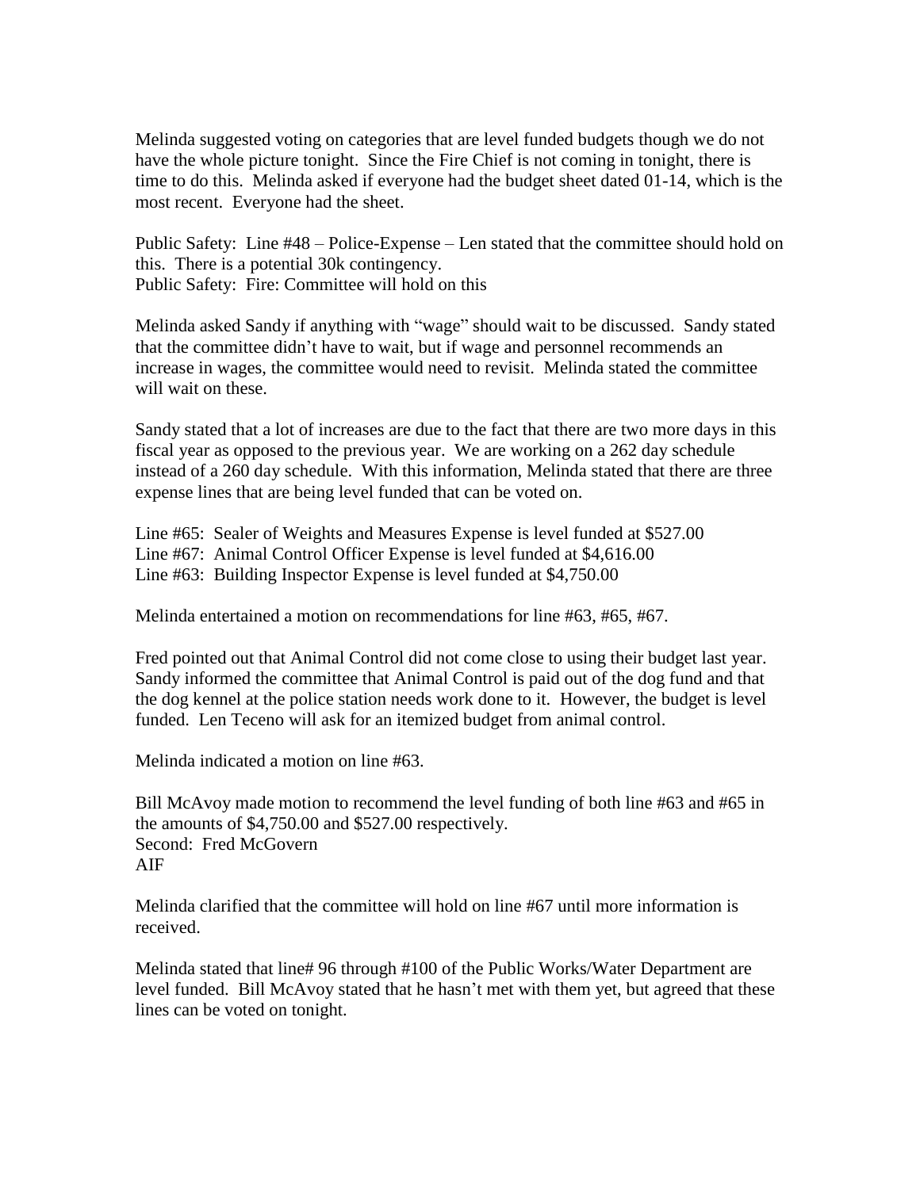Melinda suggested voting on categories that are level funded budgets though we do not have the whole picture tonight. Since the Fire Chief is not coming in tonight, there is time to do this. Melinda asked if everyone had the budget sheet dated 01-14, which is the most recent. Everyone had the sheet.

Public Safety: Line #48 – Police-Expense – Len stated that the committee should hold on this. There is a potential 30k contingency.
Public Safety: Fire: Committee will hold on this

Melinda asked Sandy if anything with "wage" should wait to be discussed. Sandy stated that the committee didn't have to wait, but if wage and personnel recommends an increase in wages, the committee would need to revisit. Melinda stated the committee will wait on these.

Sandy stated that a lot of increases are due to the fact that there are two more days in this fiscal year as opposed to the previous year. We are working on a 262 day schedule instead of a 260 day schedule. With this information, Melinda stated that there are three expense lines that are being level funded that can be voted on.

Line #65: Sealer of Weights and Measures Expense is level funded at $527.00
Line #67: Animal Control Officer Expense is level funded at $4,616.00
Line #63: Building Inspector Expense is level funded at $4,750.00

Melinda entertained a motion on recommendations for line #63, #65, #67.

Fred pointed out that Animal Control did not come close to using their budget last year. Sandy informed the committee that Animal Control is paid out of the dog fund and that the dog kennel at the police station needs work done to it. However, the budget is level funded. Len Teceno will ask for an itemized budget from animal control.

Melinda indicated a motion on line #63.

Bill McAvoy made motion to recommend the level funding of both line #63 and #65 in the amounts of $4,750.00 and $527.00 respectively.
Second: Fred McGovern
AIF

Melinda clarified that the committee will hold on line #67 until more information is received.

Melinda stated that line# 96 through #100 of the Public Works/Water Department are level funded. Bill McAvoy stated that he hasn't met with them yet, but agreed that these lines can be voted on tonight.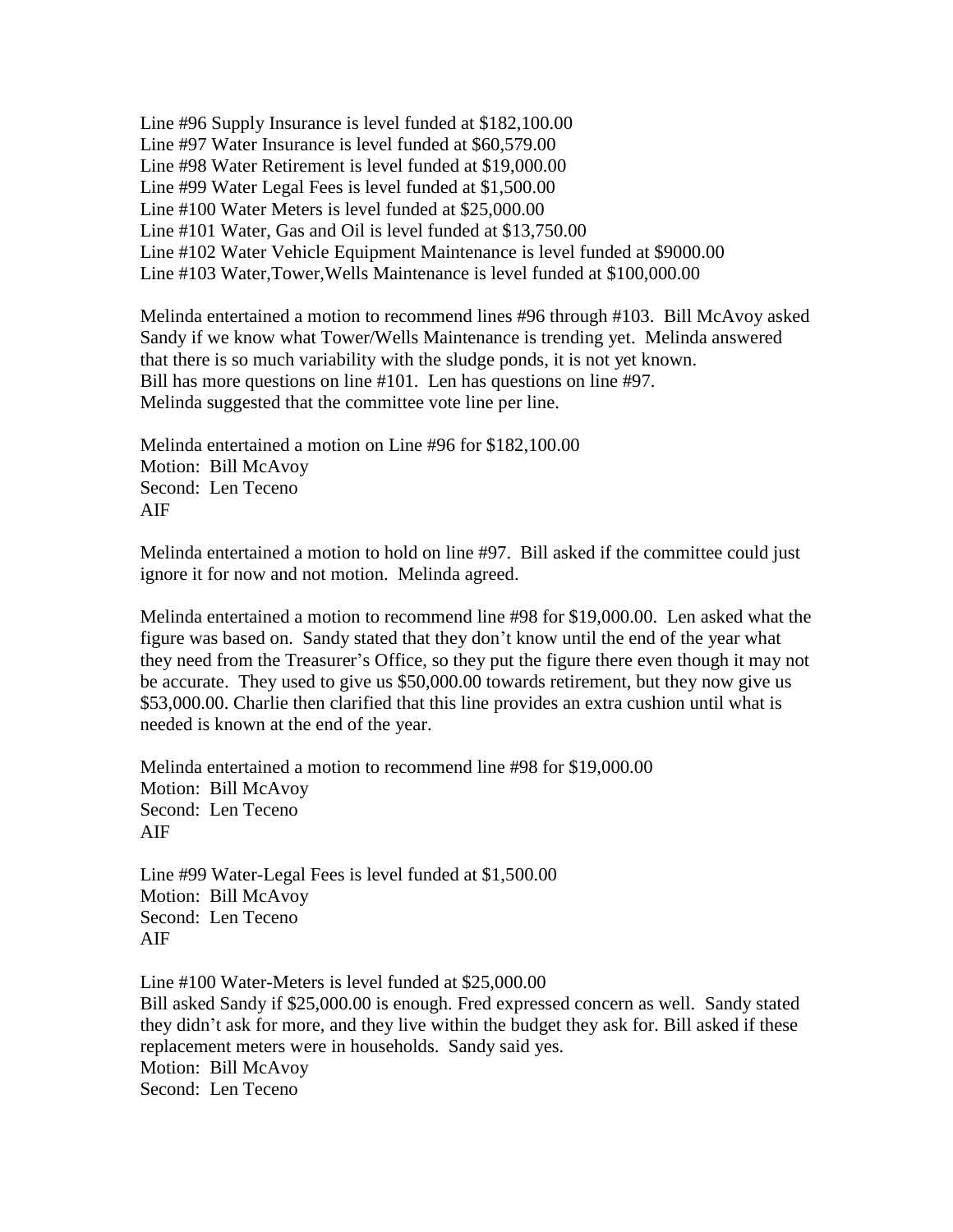Line #96 Supply Insurance is level funded at $182,100.00  
Line #97 Water Insurance is level funded at $60,579.00  
Line #98 Water Retirement is level funded at $19,000.00  
Line #99 Water Legal Fees is level funded at $1,500.00  
Line #100 Water Meters is level funded at $25,000.00  
Line #101 Water, Gas and Oil is level funded at $13,750.00  
Line #102 Water Vehicle Equipment Maintenance is level funded at $9000.00  
Line #103 Water,Tower,Wells Maintenance is level funded at $100,000.00

Melinda entertained a motion to recommend lines #96 through #103. Bill McAvoy asked Sandy if we know what Tower/Wells Maintenance is trending yet. Melinda answered that there is so much variability with the sludge ponds, it is not yet known. Bill has more questions on line #101. Len has questions on line #97. Melinda suggested that the committee vote line per line.

Melinda entertained a motion on Line #96 for $182,100.00  
Motion: Bill McAvoy  
Second: Len Teceno  
AIF

Melinda entertained a motion to hold on line #97. Bill asked if the committee could just ignore it for now and not motion. Melinda agreed.

Melinda entertained a motion to recommend line #98 for $19,000.00. Len asked what the figure was based on. Sandy stated that they don't know until the end of the year what they need from the Treasurer's Office, so they put the figure there even though it may not be accurate. They used to give us $50,000.00 towards retirement, but they now give us $53,000.00. Charlie then clarified that this line provides an extra cushion until what is needed is known at the end of the year.

Melinda entertained a motion to recommend line #98 for $19,000.00  
Motion: Bill McAvoy  
Second: Len Teceno  
AIF

Line #99 Water-Legal Fees is level funded at $1,500.00  
Motion: Bill McAvoy  
Second: Len Teceno  
AIF

Line #100 Water-Meters is level funded at $25,000.00  
Bill asked Sandy if $25,000.00 is enough. Fred expressed concern as well. Sandy stated they didn't ask for more, and they live within the budget they ask for. Bill asked if these replacement meters were in households. Sandy said yes.  
Motion: Bill McAvoy  
Second: Len Teceno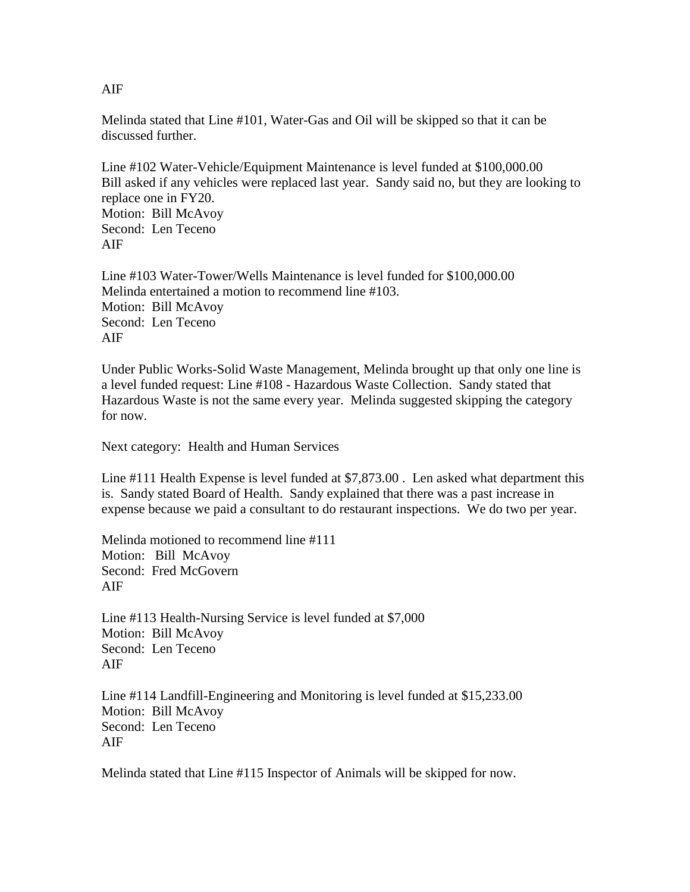AIF

Melinda stated that Line #101, Water-Gas and Oil will be skipped so that it can be discussed further.

Line #102 Water-Vehicle/Equipment Maintenance is level funded at $100,000.00
Bill asked if any vehicles were replaced last year. Sandy said no, but they are looking to replace one in FY20.
Motion: Bill McAvoy
Second: Len Teceno
AIF

Line #103 Water-Tower/Wells Maintenance is level funded for $100,000.00
Melinda entertained a motion to recommend line #103.
Motion: Bill McAvoy
Second: Len Teceno
AIF

Under Public Works-Solid Waste Management, Melinda brought up that only one line is a level funded request: Line #108 - Hazardous Waste Collection. Sandy stated that Hazardous Waste is not the same every year. Melinda suggested skipping the category for now.

Next category: Health and Human Services

Line #111 Health Expense is level funded at $7,873.00 . Len asked what department this is. Sandy stated Board of Health. Sandy explained that there was a past increase in expense because we paid a consultant to do restaurant inspections. We do two per year.

Melinda motioned to recommend line #111
Motion: Bill McAvoy
Second: Fred McGovern
AIF

Line #113 Health-Nursing Service is level funded at $7,000
Motion: Bill McAvoy
Second: Len Teceno
AIF

Line #114 Landfill-Engineering and Monitoring is level funded at $15,233.00
Motion: Bill McAvoy
Second: Len Teceno
AIF

Melinda stated that Line #115 Inspector of Animals will be skipped for now.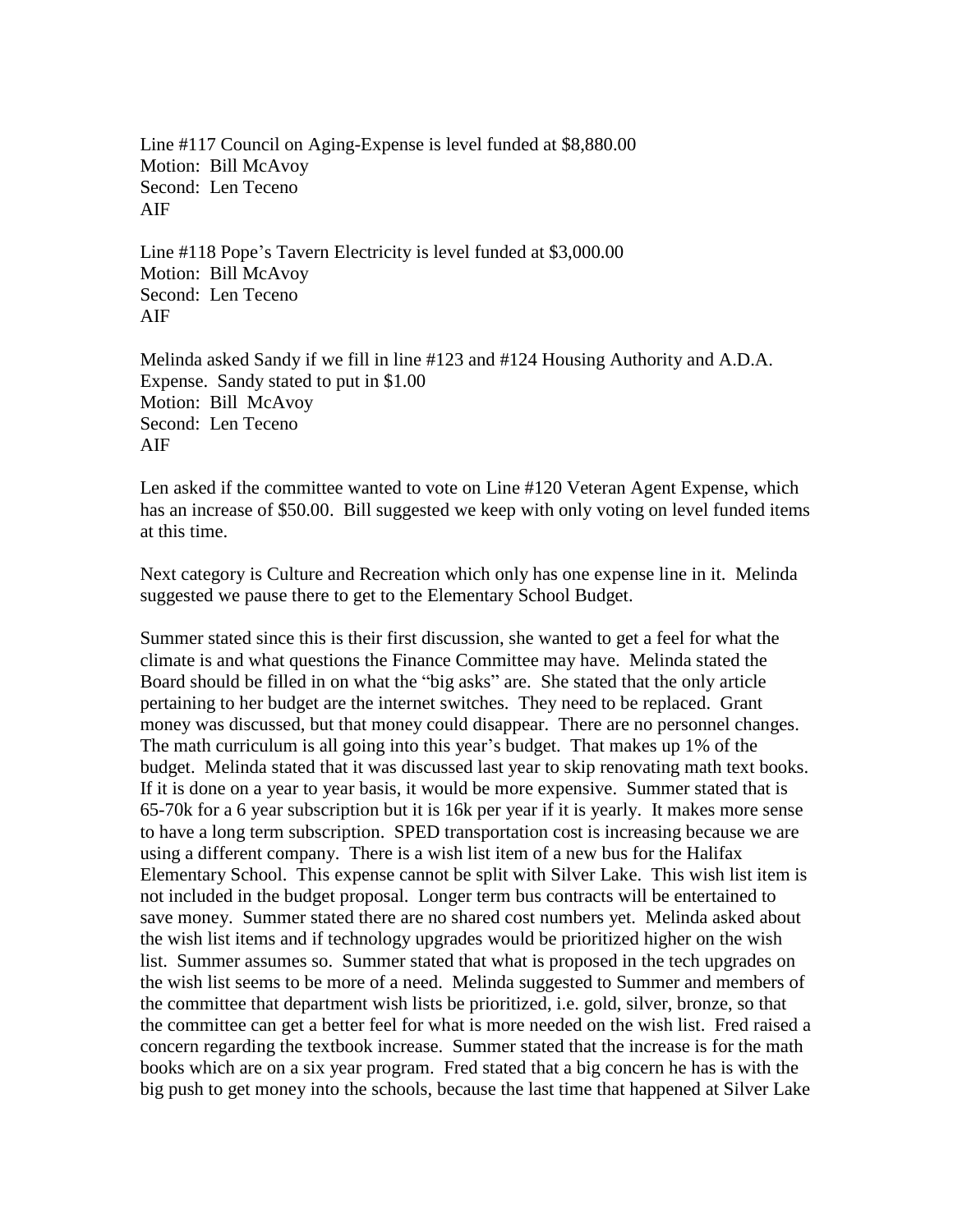Line #117 Council on Aging-Expense is level funded at $8,880.00
Motion: Bill McAvoy
Second: Len Teceno
AIF

Line #118 Pope's Tavern Electricity is level funded at $3,000.00
Motion: Bill McAvoy
Second: Len Teceno
AIF

Melinda asked Sandy if we fill in line #123 and #124 Housing Authority and A.D.A. Expense. Sandy stated to put in $1.00
Motion: Bill McAvoy
Second: Len Teceno
AIF

Len asked if the committee wanted to vote on Line #120 Veteran Agent Expense, which has an increase of $50.00. Bill suggested we keep with only voting on level funded items at this time.

Next category is Culture and Recreation which only has one expense line in it. Melinda suggested we pause there to get to the Elementary School Budget.

Summer stated since this is their first discussion, she wanted to get a feel for what the climate is and what questions the Finance Committee may have. Melinda stated the Board should be filled in on what the "big asks" are. She stated that the only article pertaining to her budget are the internet switches. They need to be replaced. Grant money was discussed, but that money could disappear. There are no personnel changes. The math curriculum is all going into this year's budget. That makes up 1% of the budget. Melinda stated that it was discussed last year to skip renovating math text books. If it is done on a year to year basis, it would be more expensive. Summer stated that is 65-70k for a 6 year subscription but it is 16k per year if it is yearly. It makes more sense to have a long term subscription. SPED transportation cost is increasing because we are using a different company. There is a wish list item of a new bus for the Halifax Elementary School. This expense cannot be split with Silver Lake. This wish list item is not included in the budget proposal. Longer term bus contracts will be entertained to save money. Summer stated there are no shared cost numbers yet. Melinda asked about the wish list items and if technology upgrades would be prioritized higher on the wish list. Summer assumes so. Summer stated that what is proposed in the tech upgrades on the wish list seems to be more of a need. Melinda suggested to Summer and members of the committee that department wish lists be prioritized, i.e. gold, silver, bronze, so that the committee can get a better feel for what is more needed on the wish list. Fred raised a concern regarding the textbook increase. Summer stated that the increase is for the math books which are on a six year program. Fred stated that a big concern he has is with the big push to get money into the schools, because the last time that happened at Silver Lake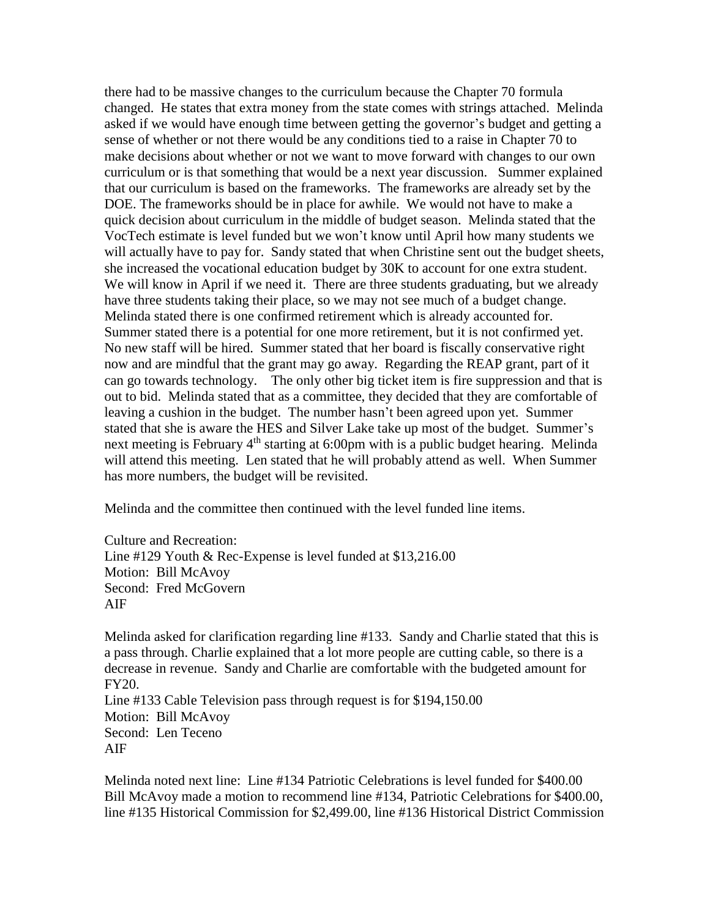there had to be massive changes to the curriculum because the Chapter 70 formula changed. He states that extra money from the state comes with strings attached. Melinda asked if we would have enough time between getting the governor's budget and getting a sense of whether or not there would be any conditions tied to a raise in Chapter 70 to make decisions about whether or not we want to move forward with changes to our own curriculum or is that something that would be a next year discussion. Summer explained that our curriculum is based on the frameworks. The frameworks are already set by the DOE. The frameworks should be in place for awhile. We would not have to make a quick decision about curriculum in the middle of budget season. Melinda stated that the VocTech estimate is level funded but we won't know until April how many students we will actually have to pay for. Sandy stated that when Christine sent out the budget sheets, she increased the vocational education budget by 30K to account for one extra student. We will know in April if we need it. There are three students graduating, but we already have three students taking their place, so we may not see much of a budget change. Melinda stated there is one confirmed retirement which is already accounted for. Summer stated there is a potential for one more retirement, but it is not confirmed yet. No new staff will be hired. Summer stated that her board is fiscally conservative right now and are mindful that the grant may go away. Regarding the REAP grant, part of it can go towards technology. The only other big ticket item is fire suppression and that is out to bid. Melinda stated that as a committee, they decided that they are comfortable of leaving a cushion in the budget. The number hasn't been agreed upon yet. Summer stated that she is aware the HES and Silver Lake take up most of the budget. Summer's next meeting is February 4th starting at 6:00pm with is a public budget hearing. Melinda will attend this meeting. Len stated that he will probably attend as well. When Summer has more numbers, the budget will be revisited.

Melinda and the committee then continued with the level funded line items.

Culture and Recreation:
Line #129 Youth & Rec-Expense is level funded at $13,216.00
Motion: Bill McAvoy
Second: Fred McGovern
AIF

Melinda asked for clarification regarding line #133. Sandy and Charlie stated that this is a pass through. Charlie explained that a lot more people are cutting cable, so there is a decrease in revenue. Sandy and Charlie are comfortable with the budgeted amount for FY20.
Line #133 Cable Television pass through request is for $194,150.00
Motion: Bill McAvoy
Second: Len Teceno
AIF

Melinda noted next line: Line #134 Patriotic Celebrations is level funded for $400.00
Bill McAvoy made a motion to recommend line #134, Patriotic Celebrations for $400.00, line #135 Historical Commission for $2,499.00, line #136 Historical District Commission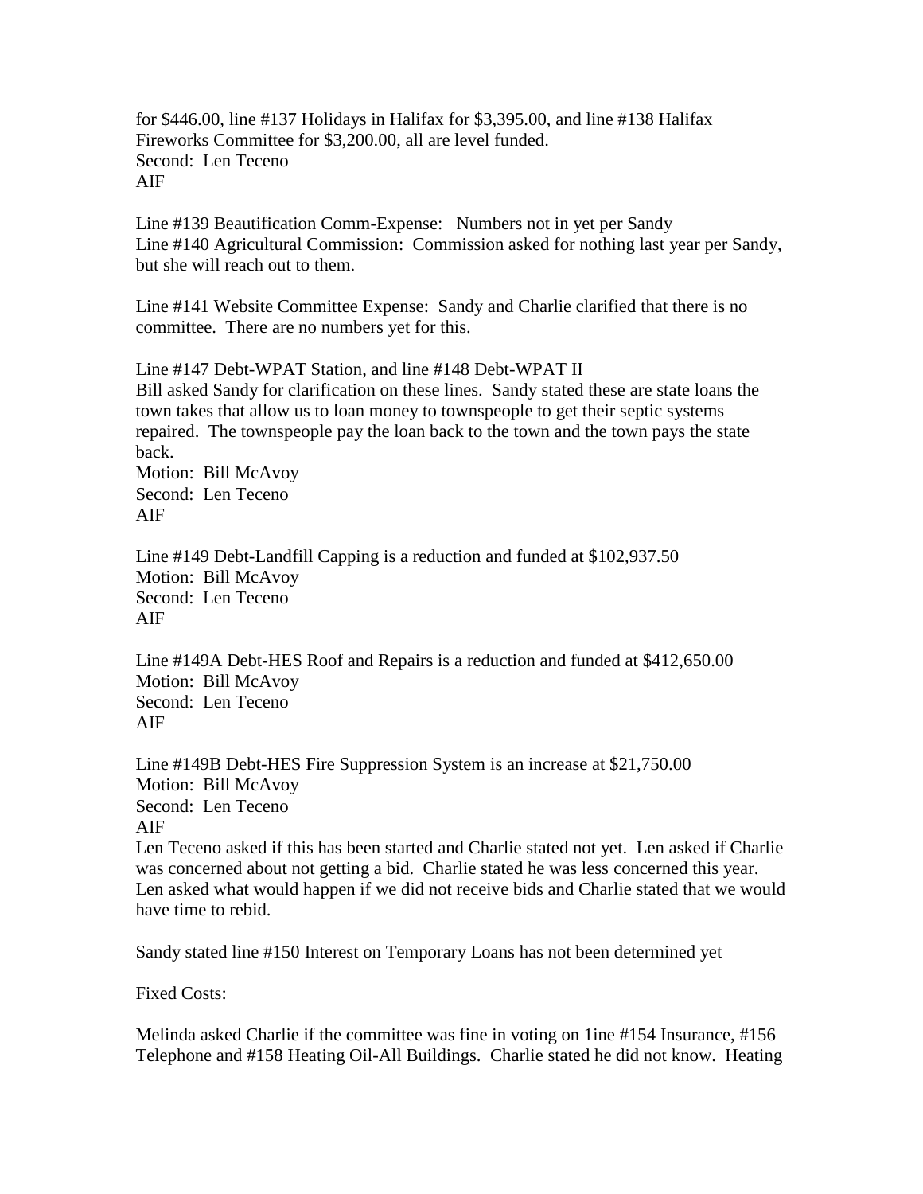for $446.00, line #137 Holidays in Halifax for $3,395.00, and line #138 Halifax Fireworks Committee for $3,200.00, all are level funded.
Second: Len Teceno
AIF

Line #139 Beautification Comm-Expense: Numbers not in yet per Sandy
Line #140 Agricultural Commission: Commission asked for nothing last year per Sandy, but she will reach out to them.

Line #141 Website Committee Expense: Sandy and Charlie clarified that there is no committee. There are no numbers yet for this.

Line #147 Debt-WPAT Station, and line #148 Debt-WPAT II
Bill asked Sandy for clarification on these lines. Sandy stated these are state loans the town takes that allow us to loan money to townspeople to get their septic systems repaired. The townspeople pay the loan back to the town and the town pays the state back.
Motion: Bill McAvoy
Second: Len Teceno
AIF

Line #149 Debt-Landfill Capping is a reduction and funded at $102,937.50
Motion: Bill McAvoy
Second: Len Teceno
AIF

Line #149A Debt-HES Roof and Repairs is a reduction and funded at $412,650.00
Motion: Bill McAvoy
Second: Len Teceno
AIF

Line #149B Debt-HES Fire Suppression System is an increase at $21,750.00
Motion: Bill McAvoy
Second: Len Teceno
AIF
Len Teceno asked if this has been started and Charlie stated not yet. Len asked if Charlie was concerned about not getting a bid. Charlie stated he was less concerned this year. Len asked what would happen if we did not receive bids and Charlie stated that we would have time to rebid.

Sandy stated line #150 Interest on Temporary Loans has not been determined yet

Fixed Costs:

Melinda asked Charlie if the committee was fine in voting on 1ine #154 Insurance, #156 Telephone and #158 Heating Oil-All Buildings. Charlie stated he did not know. Heating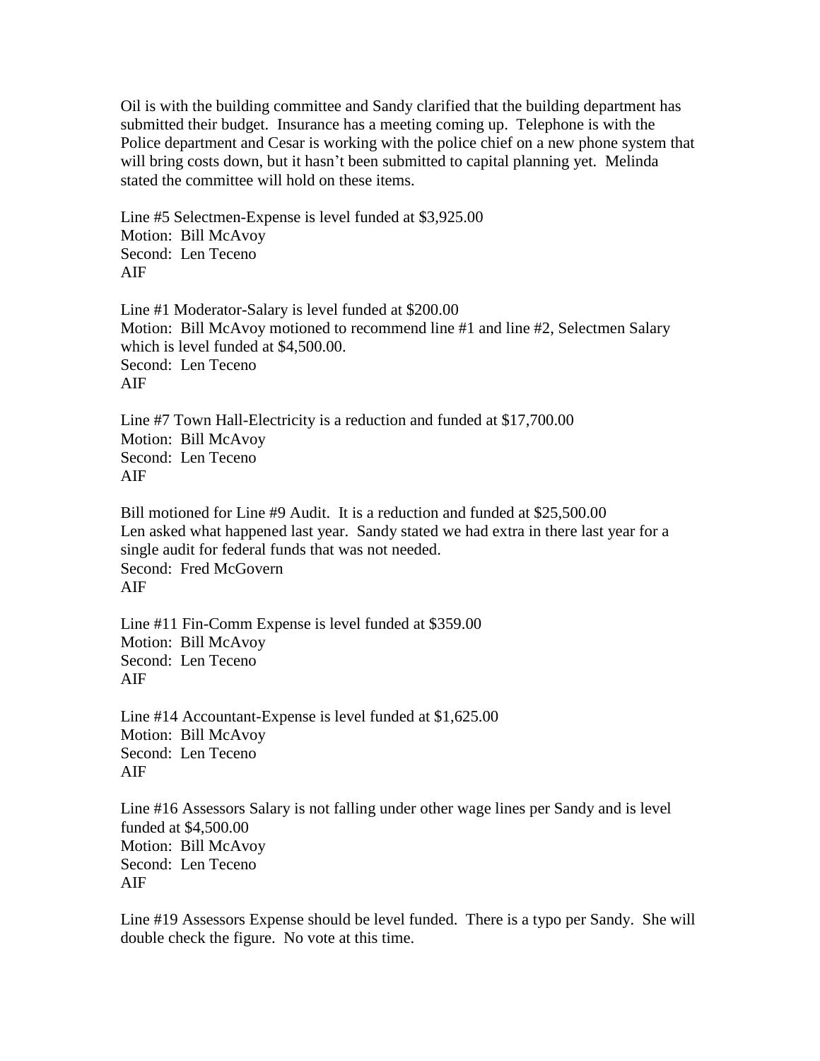Oil is with the building committee and Sandy clarified that the building department has submitted their budget. Insurance has a meeting coming up. Telephone is with the Police department and Cesar is working with the police chief on a new phone system that will bring costs down, but it hasn't been submitted to capital planning yet. Melinda stated the committee will hold on these items.

Line #5 Selectmen-Expense is level funded at $3,925.00  
Motion: Bill McAvoy  
Second: Len Teceno  
AIF

Line #1 Moderator-Salary is level funded at $200.00  
Motion: Bill McAvoy motioned to recommend line #1 and line #2, Selectmen Salary which is level funded at $4,500.00.  
Second: Len Teceno  
AIF

Line #7 Town Hall-Electricity is a reduction and funded at $17,700.00  
Motion: Bill McAvoy  
Second: Len Teceno  
AIF

Bill motioned for Line #9 Audit. It is a reduction and funded at $25,500.00  
Len asked what happened last year. Sandy stated we had extra in there last year for a single audit for federal funds that was not needed.  
Second: Fred McGovern  
AIF

Line #11 Fin-Comm Expense is level funded at $359.00  
Motion: Bill McAvoy  
Second: Len Teceno  
AIF

Line #14 Accountant-Expense is level funded at $1,625.00  
Motion: Bill McAvoy  
Second: Len Teceno  
AIF

Line #16 Assessors Salary is not falling under other wage lines per Sandy and is level funded at $4,500.00  
Motion: Bill McAvoy  
Second: Len Teceno  
AIF

Line #19 Assessors Expense should be level funded. There is a typo per Sandy. She will double check the figure. No vote at this time.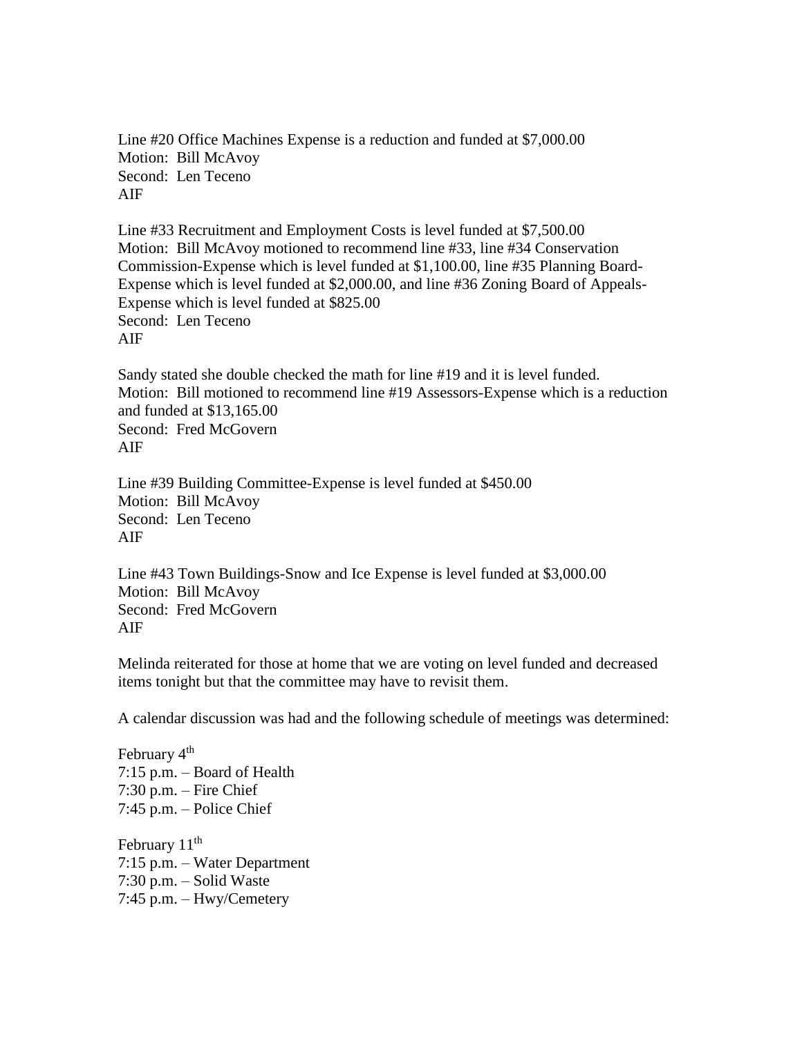Line #20 Office Machines Expense is a reduction and funded at $7,000.00
Motion: Bill McAvoy
Second: Len Teceno
AIF

Line #33 Recruitment and Employment Costs is level funded at $7,500.00
Motion: Bill McAvoy motioned to recommend line #33, line #34 Conservation Commission-Expense which is level funded at $1,100.00, line #35 Planning Board-Expense which is level funded at $2,000.00, and line #36 Zoning Board of Appeals-Expense which is level funded at $825.00
Second: Len Teceno
AIF

Sandy stated she double checked the math for line #19 and it is level funded.
Motion: Bill motioned to recommend line #19 Assessors-Expense which is a reduction and funded at $13,165.00
Second: Fred McGovern
AIF

Line #39 Building Committee-Expense is level funded at $450.00
Motion: Bill McAvoy
Second: Len Teceno
AIF

Line #43 Town Buildings-Snow and Ice Expense is level funded at $3,000.00
Motion: Bill McAvoy
Second: Fred McGovern
AIF

Melinda reiterated for those at home that we are voting on level funded and decreased items tonight but that the committee may have to revisit them.

A calendar discussion was had and the following schedule of meetings was determined:

February 4th
7:15 p.m. – Board of Health
7:30 p.m. – Fire Chief
7:45 p.m. – Police Chief

February 11th
7:15 p.m. – Water Department
7:30 p.m. – Solid Waste
7:45 p.m. – Hwy/Cemetery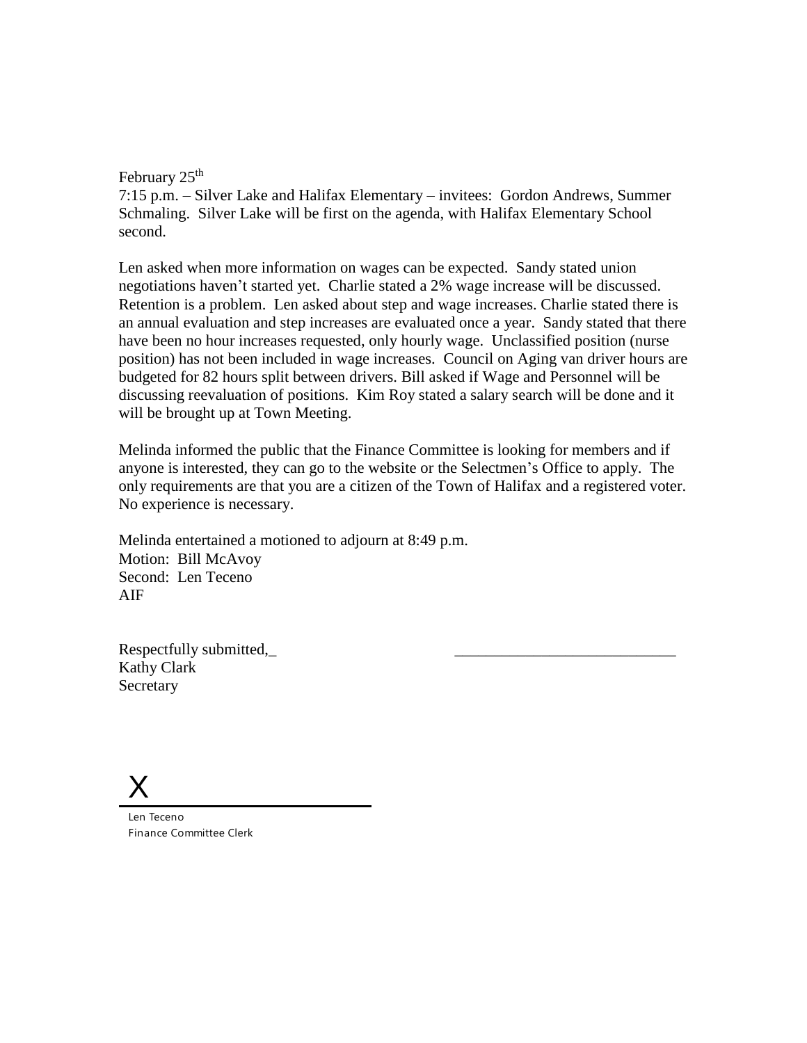February 25th
7:15 p.m. – Silver Lake and Halifax Elementary – invitees: Gordon Andrews, Summer Schmaling. Silver Lake will be first on the agenda, with Halifax Elementary School second.

Len asked when more information on wages can be expected. Sandy stated union negotiations haven't started yet. Charlie stated a 2% wage increase will be discussed. Retention is a problem. Len asked about step and wage increases. Charlie stated there is an annual evaluation and step increases are evaluated once a year. Sandy stated that there have been no hour increases requested, only hourly wage. Unclassified position (nurse position) has not been included in wage increases. Council on Aging van driver hours are budgeted for 82 hours split between drivers. Bill asked if Wage and Personnel will be discussing reevaluation of positions. Kim Roy stated a salary search will be done and it will be brought up at Town Meeting.

Melinda informed the public that the Finance Committee is looking for members and if anyone is interested, they can go to the website or the Selectmen's Office to apply. The only requirements are that you are a citizen of the Town of Halifax and a registered voter. No experience is necessary.

Melinda entertained a motioned to adjourn at 8:49 p.m.
Motion: Bill McAvoy
Second: Len Teceno
AIF

Respectfully submitted,_ \_\_\_\_\_\_\_\_\_\_\_\_\_\_\_\_\_\_\_\_\_\_\_\_\_\_\_\_
Kathy Clark
Secretary

X

Len Teceno
Finance Committee Clerk